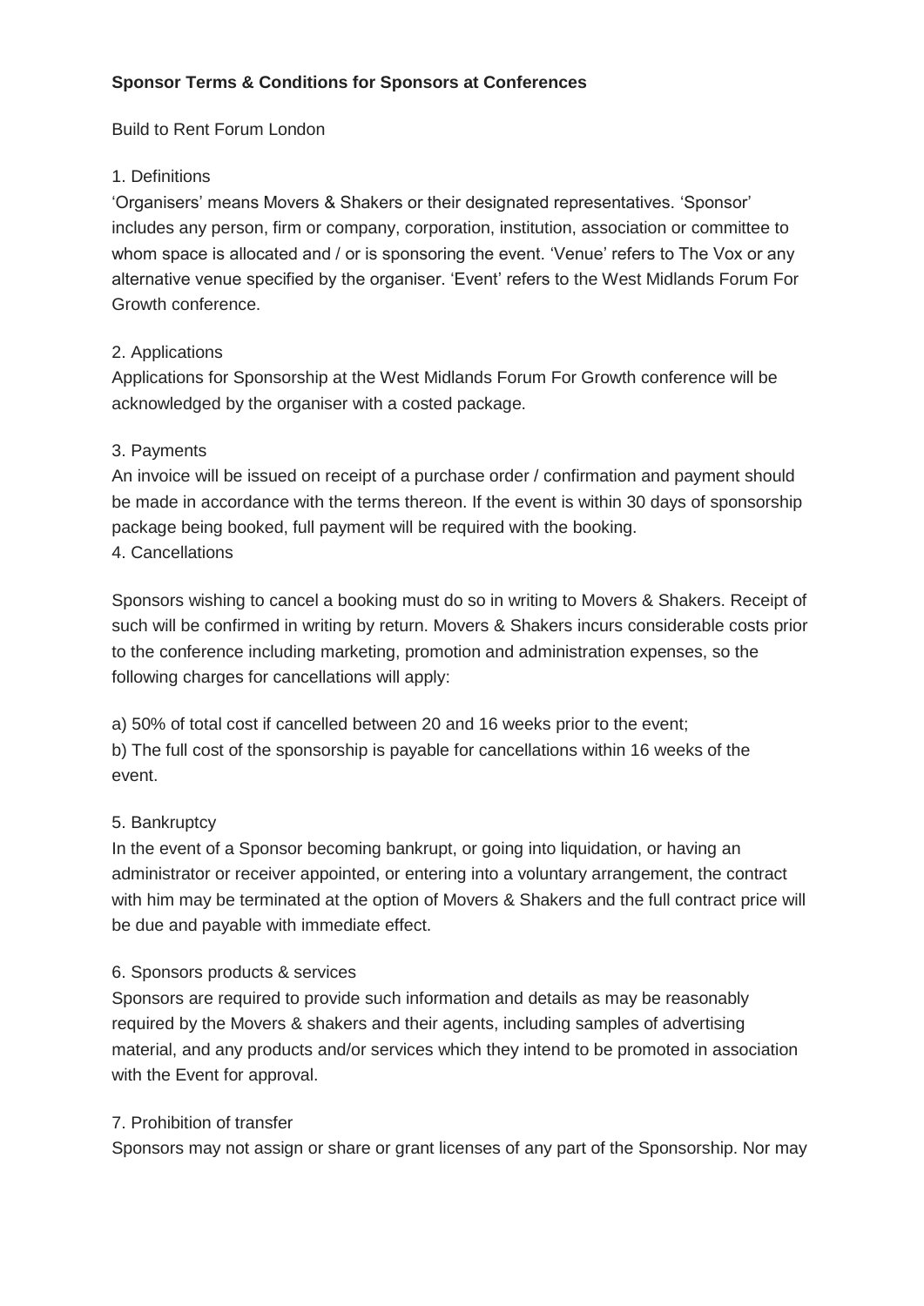**Sponsor Terms & Conditions for Sponsors at Conferences**

Build to Rent Forum London

1. Definitions

'Organisers' means Movers & Shakers or their designated representatives. 'Sponsor' includes any person, firm or company, corporation, institution, association or committee to whom space is allocated and / or is sponsoring the event. 'Venue' refers to The Vox or any alternative venue specified by the organiser. 'Event' refers to the West Midlands Forum For Growth conference.

2. Applications

Applications for Sponsorship at the West Midlands Forum For Growth conference will be acknowledged by the organiser with a costed package.

3. Payments

An invoice will be issued on receipt of a purchase order / confirmation and payment should be made in accordance with the terms thereon. If the event is within 30 days of sponsorship package being booked, full payment will be required with the booking.

4. Cancellations

Sponsors wishing to cancel a booking must do so in writing to Movers & Shakers. Receipt of such will be confirmed in writing by return. Movers & Shakers incurs considerable costs prior to the conference including marketing, promotion and administration expenses, so the following charges for cancellations will apply:

a) 50% of total cost if cancelled between 20 and 16 weeks prior to the event;

b) The full cost of the sponsorship is payable for cancellations within 16 weeks of the event.

5. Bankruptcy

In the event of a Sponsor becoming bankrupt, or going into liquidation, or having an administrator or receiver appointed, or entering into a voluntary arrangement, the contract with him may be terminated at the option of Movers & Shakers and the full contract price will be due and payable with immediate effect.

6. Sponsors products & services

Sponsors are required to provide such information and details as may be reasonably required by the Movers & shakers and their agents, including samples of advertising material, and any products and/or services which they intend to be promoted in association with the Event for approval.

7. Prohibition of transfer

Sponsors may not assign or share or grant licenses of any part of the Sponsorship. Nor may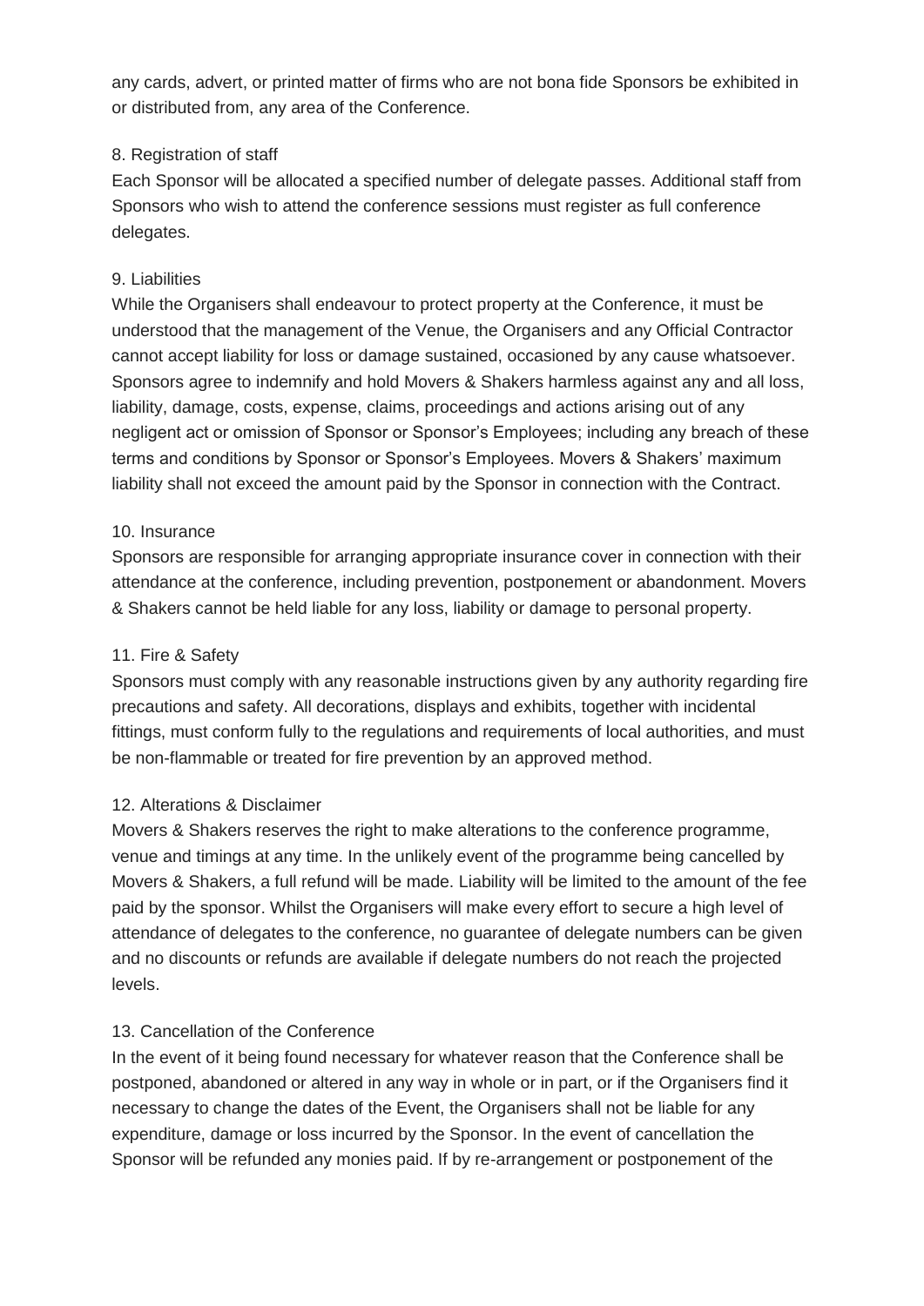any cards, advert, or printed matter of firms who are not bona fide Sponsors be exhibited in or distributed from, any area of the Conference.

8. Registration of staff

Each Sponsor will be allocated a specified number of delegate passes. Additional staff from Sponsors who wish to attend the conference sessions must register as full conference delegates.

9. Liabilities

While the Organisers shall endeavour to protect property at the Conference, it must be understood that the management of the Venue, the Organisers and any Official Contractor cannot accept liability for loss or damage sustained, occasioned by any cause whatsoever. Sponsors agree to indemnify and hold Movers & Shakers harmless against any and all loss, liability, damage, costs, expense, claims, proceedings and actions arising out of any negligent act or omission of Sponsor or Sponsor's Employees; including any breach of these terms and conditions by Sponsor or Sponsor's Employees. Movers & Shakers' maximum liability shall not exceed the amount paid by the Sponsor in connection with the Contract.

10. Insurance

Sponsors are responsible for arranging appropriate insurance cover in connection with their attendance at the conference, including prevention, postponement or abandonment. Movers & Shakers cannot be held liable for any loss, liability or damage to personal property.

11. Fire & Safety

Sponsors must comply with any reasonable instructions given by any authority regarding fire precautions and safety. All decorations, displays and exhibits, together with incidental fittings, must conform fully to the regulations and requirements of local authorities, and must be non-flammable or treated for fire prevention by an approved method.

12. Alterations & Disclaimer

Movers & Shakers reserves the right to make alterations to the conference programme, venue and timings at any time. In the unlikely event of the programme being cancelled by Movers & Shakers, a full refund will be made. Liability will be limited to the amount of the fee paid by the sponsor. Whilst the Organisers will make every effort to secure a high level of attendance of delegates to the conference, no guarantee of delegate numbers can be given and no discounts or refunds are available if delegate numbers do not reach the projected levels.

13. Cancellation of the Conference

In the event of it being found necessary for whatever reason that the Conference shall be postponed, abandoned or altered in any way in whole or in part, or if the Organisers find it necessary to change the dates of the Event, the Organisers shall not be liable for any expenditure, damage or loss incurred by the Sponsor. In the event of cancellation the Sponsor will be refunded any monies paid. If by re-arrangement or postponement of the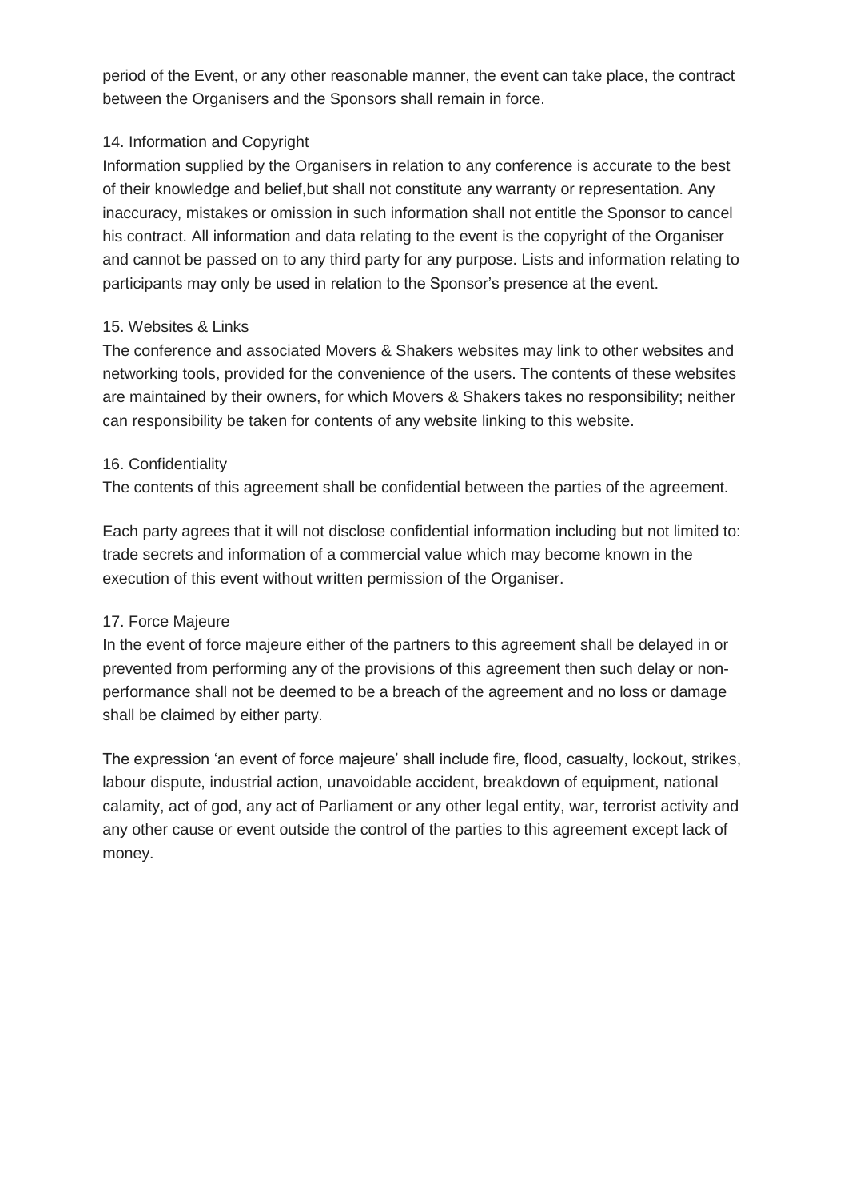period of the Event, or any other reasonable manner, the event can take place, the contract between the Organisers and the Sponsors shall remain in force.

### 14. Information and Copyright

Information supplied by the Organisers in relation to any conference is accurate to the best of their knowledge and belief,but shall not constitute any warranty or representation. Any inaccuracy, mistakes or omission in such information shall not entitle the Sponsor to cancel his contract. All information and data relating to the event is the copyright of the Organiser and cannot be passed on to any third party for any purpose. Lists and information relating to participants may only be used in relation to the Sponsor's presence at the event.

### 15. Websites & Links

The conference and associated Movers & Shakers websites may link to other websites and networking tools, provided for the convenience of the users. The contents of these websites are maintained by their owners, for which Movers & Shakers takes no responsibility; neither can responsibility be taken for contents of any website linking to this website.

### 16. Confidentiality

The contents of this agreement shall be confidential between the parties of the agreement.

Each party agrees that it will not disclose confidential information including but not limited to: trade secrets and information of a commercial value which may become known in the execution of this event without written permission of the Organiser.

### 17. Force Majeure

In the event of force majeure either of the partners to this agreement shall be delayed in or prevented from performing any of the provisions of this agreement then such delay or non-performance shall not be deemed to be a breach of the agreement and no loss or damage shall be claimed by either party.

The expression 'an event of force majeure' shall include fire, flood, casualty, lockout, strikes, labour dispute, industrial action, unavoidable accident, breakdown of equipment, national calamity, act of god, any act of Parliament or any other legal entity, war, terrorist activity and any other cause or event outside the control of the parties to this agreement except lack of money.